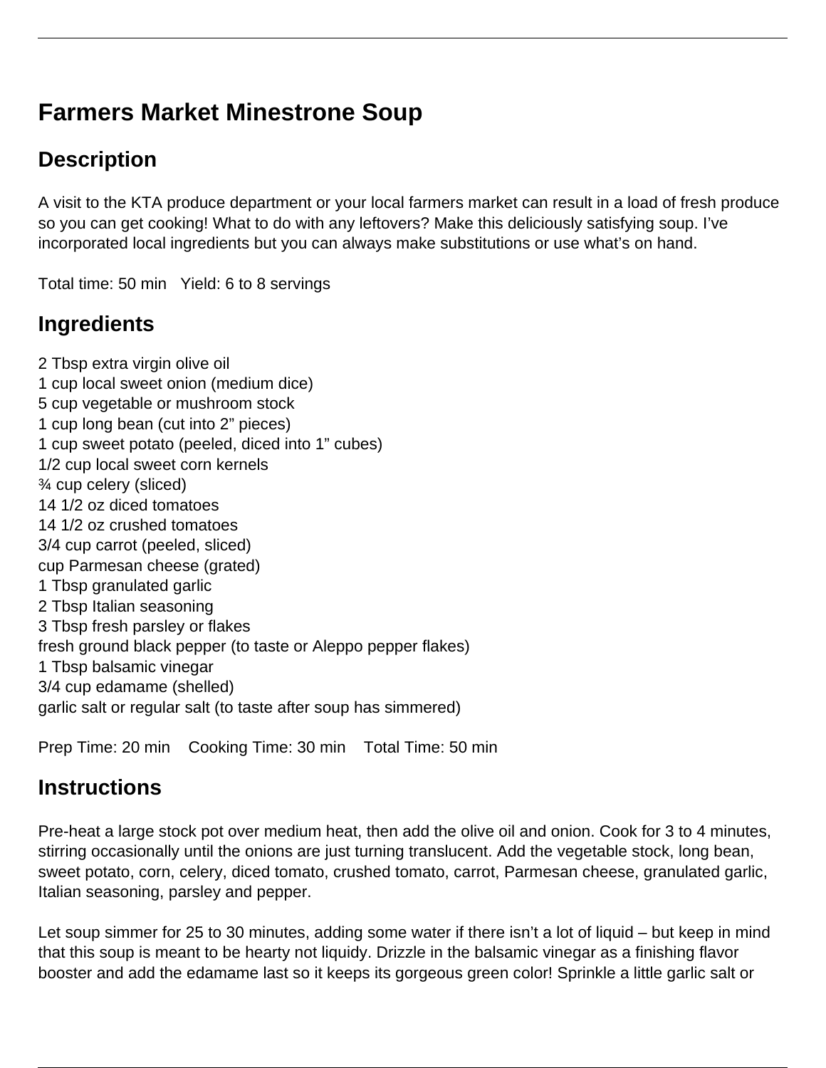# Farmers Market Minestrone Soup

## Description

A visit to the KTA produce department or your local farmers market can result in a load of fresh produce so you can get cooking! What to do with any leftovers? Make this deliciously satisfying soup. I've incorporated local ingredients but you can always make substitutions or use what's on hand.

Total time: 50 min   Yield: 6 to 8 servings

## Ingredients

2 Tbsp extra virgin olive oil
1 cup local sweet onion (medium dice)
5 cup vegetable or mushroom stock
1 cup long bean (cut into 2" pieces)
1 cup sweet potato (peeled, diced into 1" cubes)
1/2 cup local sweet corn kernels
¾ cup celery (sliced)
14 1/2 oz diced tomatoes
14 1/2 oz crushed tomatoes
3/4 cup carrot (peeled, sliced)
cup Parmesan cheese (grated)
1 Tbsp granulated garlic
2 Tbsp Italian seasoning
3 Tbsp fresh parsley or flakes
fresh ground black pepper (to taste or Aleppo pepper flakes)
1 Tbsp balsamic vinegar
3/4 cup edamame (shelled)
garlic salt or regular salt (to taste after soup has simmered)

Prep Time: 20 min   Cooking Time: 30 min   Total Time: 50 min

## Instructions

Pre-heat a large stock pot over medium heat, then add the olive oil and onion. Cook for 3 to 4 minutes, stirring occasionally until the onions are just turning translucent. Add the vegetable stock, long bean, sweet potato, corn, celery, diced tomato, crushed tomato, carrot, Parmesan cheese, granulated garlic, Italian seasoning, parsley and pepper.

Let soup simmer for 25 to 30 minutes, adding some water if there isn't a lot of liquid – but keep in mind that this soup is meant to be hearty not liquidy. Drizzle in the balsamic vinegar as a finishing flavor booster and add the edamame last so it keeps its gorgeous green color! Sprinkle a little garlic salt or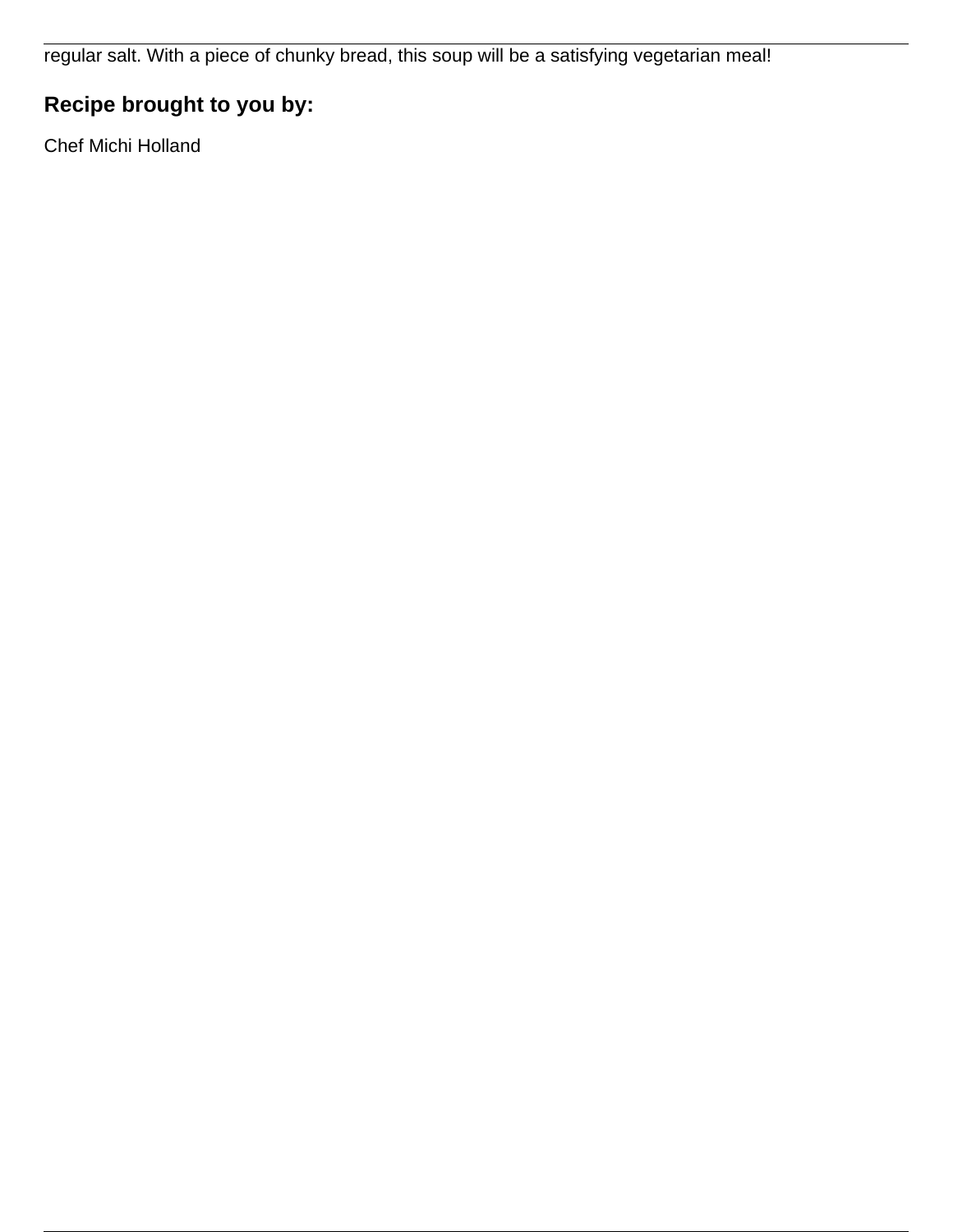regular salt. With a piece of chunky bread, this soup will be a satisfying vegetarian meal!

## Recipe brought to you by:

Chef Michi Holland